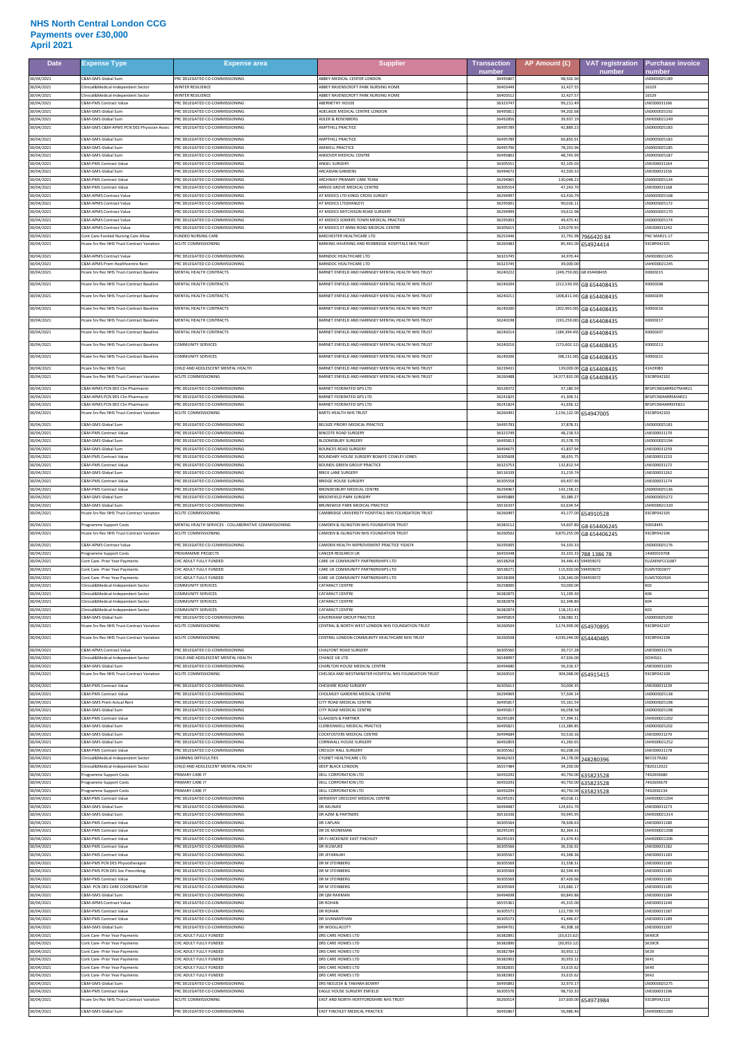# NHS North Central London CCG
## Payments over £30,000
## April 2021

| Date | Expense Type | Expense area | Supplier | Transaction number | AP Amount (£) | VAT registration number | Purchase invoice number |
|---|---|---|---|---|---|---|---|
| 30/04/2021 | C&M-GMS Global Sum | PRC DELEGATED CO-COMMISSIONING | ABBEY MEDICAL CENTER LONDON | 36495807 | 98,502.90 | | LND000025189 |
| 30/04/2021 | Clinical&Medical-Independent Sector | WINTER RESILIENCE | ABBEY RAVENSCROFT PARK NURSING HOME | 36403449 | 32,427.55 | | 16329 |
| 30/04/2021 | Clinical&Medical-Independent Sector | WINTER RESILIENCE | ABBEY RAVENSCROFT PARK NURSING HOME | 36403512 | 32,427.57 | | 16529 |
| 30/04/2021 | C&M-PMS Contract Value | PRC DELEGATED CO-COMMISSIONING | ABERNETHY HOUSE | 36323747 | 99,211.49 | | LNE000031166 |
| 30/04/2021 | C&M-GMS Global Sum | PRC DELEGATED CO-COMMISSIONING | ADELAIDE MEDICAL CENTRE LONDON | 36495811 | 94,202.68 | | LND000025192 |
| 30/04/2021 | C&M-GMS Global Sum | PRC DELEGATED CO-COMMISSIONING | ADLER & ROSENBERG | 36492856 | 39,937.19 | | LNH000021249 |
| 30/04/2021 | C&M-GMS C&M-APMS PCN DES Physician Assoc | PRC DELEGATED CO-COMMISSIONING | AMPTHILL PRACTICE | 36495789 | 42,889.23 | | LND000025183 |
| 30/04/2021 | C&M-GMS Global Sum | PRC DELEGATED CO-COMMISSIONING | AMPTHILL PRACTICE | 36495789 | 66,850.91 | | LND000025183 |
| 30/04/2021 | C&M-GMS Global Sum | PRC DELEGATED CO-COMMISSIONING | AMWELL PRACTICE | 36495796 | 78,201.96 | | LND000025185 |
| 30/04/2021 | C&M-GMS Global Sum | PRC DELEGATED CO-COMMISSIONING | ANDOVER MEDICAL CENTRE | 36495802 | 48,743.99 | | LND000025187 |
| 30/04/2021 | C&M-PMS Contract Value | PRC DELEGATED CO-COMMISSIONING | ANGEL SURGERY | 36305551 | 92,105.03 | | LNE000031164 |
| 30/04/2021 | C&M-GMS Global Sum | PRC DELEGATED CO-COMMISSIONING | ARCADIAN GARDENS | 36494672 | 42,500.33 | | LNE000031256 |
| 30/04/2021 | C&M-PMS Contract Value | PRC DELEGATED CO-COMMISSIONING | ARCHWAY PRIMARY CARE TEAM | 36294965 | 130,048.23 | | LND000025134 |
| 30/04/2021 | C&M-PMS Contract Value | PRC DELEGATED CO-COMMISSIONING | ARNOS GROVE MEDICAL CENTRE | 36305554 | 47,243.70 | | LNE000031168 |
| 30/04/2021 | C&M-APMS Contract Value | PRC DELEGATED CO-COMMISSIONING | AT MEDICS LTD KINGS CROSS SURGEY | 36294997 | 63,410.79 | | LND000025168 |
| 30/04/2021 | C&M-APMS Contract Value | PRC DELEGATED CO-COMMISSIONING | AT MEDICS LTD(HANLEY) | 36295001 | 90,036.11 | | LND000025172 |
| 30/04/2021 | C&M-APMS Contract Value | PRC DELEGATED CO-COMMISSIONING | AT MEDICS MITCHISON ROAD SURGERY | 36294999 | 59,612.98 | | LND000025170 |
| 30/04/2021 | C&M-APMS Contract Value | PRC DELEGATED CO-COMMISSIONING | AT MEDICS SOMERS TOWN MEDICAL PRACTICE | 36295003 | 49,473.42 | | LND000025174 |
| 30/04/2021 | C&M-APMS Contract Value | PRC DELEGATED CO-COMMISSIONING | AT MEDICS ST ANNS ROAD MEDICAL CENTRE | 36305615 | 129,079.93 | | LNE000031242 |
| 30/04/2021 | Cont Care-Funded Nursing Care Allow | FUNDED NURSING CARE | BARCHESTER HEALTHCARE LTD | 36253446 | 32,791.98 | 7966420 84 | FNC MAR21-17 |
| 30/04/2021 | Hcare Srv Rec NHS Trust-Contract Variation | ACUTE COMMISSIONING | BARKING HAVERING AND REDBRIDGE HOSPITALS NHS TRUST | 36260483 | 85,441.00 | 654924414 | 93C8P042101 |
| 30/04/2021 | C&M-APMS Contract Value | PRC DELEGATED CO-COMMISSIONING | BARNDOC HEALTHCARE LTD | 36323745 | 34,970.44 | | LNH000021245 |
| 30/04/2021 | C&M-APMS Prem Healthcentre Rent | PRC DELEGATED CO-COMMISSIONING | BARNDOC HEALTHCARE LTD | 36323745 | 39,000.00 | | LNH000021245 |
| 30/04/2021 | Hcare Srv Rec NHS Trust-Contract Baseline | MENTAL HEALTH CONTRACTS | BARNET ENFIELD AND HARINGEY MENTAL HEALTH NHS TRUST | 36240222 | (249,759.00) | GB 654408435 | X0000215 |
| 30/04/2021 | Hcare Srv Rec NHS Trust-Contract Baseline | MENTAL HEALTH CONTRACTS | BARNET ENFIELD AND HARINGEY MENTAL HEALTH NHS TRUST | 36240204 | (212,530.39) | GB 654408435 | X0000208 |
| 30/04/2021 | Hcare Srv Rec NHS Trust-Contract Baseline | MENTAL HEALTH CONTRACTS | BARNET ENFIELD AND HARINGEY MENTAL HEALTH NHS TRUST | 36240211 | (208,811.04) | GB 654408435 | X0000209 |
| 30/04/2021 | Hcare Srv Rec NHS Trust-Contract Baseline | MENTAL HEALTH CONTRACTS | BARNET ENFIELD AND HARINGEY MENTAL HEALTH NHS TRUST | 36240200 | (202,965.00) | GB 654408435 | X0000216 |
| 30/04/2021 | Hcare Srv Rec NHS Trust-Contract Baseline | MENTAL HEALTH CONTRACTS | BARNET ENFIELD AND HARINGEY MENTAL HEALTH NHS TRUST | 36240198 | (193,259.00) | GB 654408435 | X0000217 |
| 30/04/2021 | Hcare Srv Rec NHS Trust-Contract Baseline | MENTAL HEALTH CONTRACTS | BARNET ENFIELD AND HARINGEY MENTAL HEALTH NHS TRUST | 36240214 | (184,394.49) | GB 654408435 | X0000207 |
| 30/04/2021 | Hcare Srv Rec NHS Trust-Contract Baseline | COMMUNITY SERVICES | BARNET ENFIELD AND HARINGEY MENTAL HEALTH NHS TRUST | 36240216 | (173,602.12) | GB 654408435 | X0000213 |
| 30/04/2021 | Hcare Srv Rec NHS Trust-Contract Baseline | COMMUNITY SERVICES | BARNET ENFIELD AND HARINGEY MENTAL HEALTH NHS TRUST | 36240206 | (98,131.00) | GB 654408435 | X0000221 |
| 30/04/2021 | Hcare Srv Rec NHS Trust | CHILD AND ADOLESCENT MENTAL HEALTH | BARNET ENFIELD AND HARINGEY MENTAL HEALTH NHS TRUST | 36239431 | 139,000.00 | GB 654408435 | 41429083 |
| 30/04/2021 | Hcare Srv Rec NHS Trust-Contract Variation | ACUTE COMMISSIONING | BARNET ENFIELD AND HARINGEY MENTAL HEALTH NHS TRUST | 36260488 | 14,377,832.00 | GB 654408435 | 93C8P042102 |
| 30/04/2021 | C&M-APMS PCN DES Clin Pharmacist | PRC DELEGATED CO-COMMISSIONING | BARNET FEDERATED GPS LTD | 36528372 | 37,180.59 | | BFGPCNEMARRSDTMAR21 |
| 30/04/2021 | C&M-APMS PCN DES Clin Pharmacist | PRC DELEGATED CO-COMMISSIONING | BARNET FEDERATED GPS LTD | 36241825 | 41,306.51 | | BFGPCNMARRSMAR21 |
| 30/04/2021 | C&M-APMS PCN DES Clin Pharmacist | PRC DELEGATED CO-COMMISSIONING | BARNET FEDERATED GPS LTD | 36241824 | 41,656.12 | | BFGPCNMARRSFEB21 |
| 30/04/2021 | Hcare Srv Rec NHS Trust-Contract Variation | ACUTE COMMISSIONING | BARTS HEALTH NHS TRUST | 36260491 | 2,156,122.00 | 654947005 | 93C8P042103 |
| 30/04/2021 | C&M-GMS Global Sum | PRC DELEGATED CO-COMMISSIONING | BELSIZE PRIORY MEDICAL PRACTICE | 36495783 | 37,878.31 | | LND000025181 |
| 30/04/2021 | C&M-PMS Contract Value | PRC DELEGATED CO-COMMISSIONING | BINCOTE ROAD SURGERY | 36323749 | 48,218.53 | | LNE000031170 |
| 30/04/2021 | C&M-GMS Global Sum | PRC DELEGATED CO-COMMISSIONING | BLOOMSBURY SURGERY | 36495813 | 35,578.70 | | LND000025194 |
| 30/04/2021 | C&M-GMS Global Sum | PRC DELEGATED CO-COMMISSIONING | BOUNCES ROAD SURGERY | 36494675 | 41,837.94 | | LNE000031259 |
| 30/04/2021 | C&M-PMS Contract Value | PRC DELEGATED CO-COMMISSIONING | BOUNDARY HOUSE SURGERY BOAKYE COWLEY JONES | 36305608 | 38,655.75 | | LNE000031233 |
| 30/04/2021 | C&M-PMS Contract Value | PRC DELEGATED CO-COMMISSIONING | BOUNDS GREEN GROUP PRACTICE | 36323753 | 132,812.54 | | LNE000031172 |
| 30/04/2021 | C&M-GMS Global Sum | PRC DELEGATED CO-COMMISSIONING | BRICK LANE SURGERY | 36516339 | 31,219.74 | | LNE000031262 |
| 30/04/2021 | C&M-PMS Contract Value | PRC DELEGATED CO-COMMISSIONING | BRIDGE HOUSE SURGERY | 36305558 | 69,437.90 | | LNE000031174 |
| 30/04/2021 | C&M-PMS Contract Value | PRC DELEGATED CO-COMMISSIONING | BRONDESBURY MEDICAL CENTRE | 36294967 | 143,158.22 | | LND000025136 |
| 30/04/2021 | C&M-GMS Global Sum | PRC DELEGATED CO-COMMISSIONING | BROOKFIELD PARK SURGERY | 36495889 | 30,389.27 | | LND000025272 |
| 30/04/2021 | C&M-GMS Global Sum | PRC DELEGATED CO-COMMISSIONING | BRUNSWICK PARK MEDICAL PRACTICE | 36516337 | 62,634.54 | | LNH000021320 |
| 30/04/2021 | Hcare Srv Rec NHS Trust-Contract Variation | ACUTE COMMISSIONING | CAMBRIDGE UNIVERSITY HOSPITALS NHS FOUNDATION TRUST | 36260497 | 43,177.00 | 654910528 | 93C8P042105 |
| 30/04/2021 | Programme Support Costs | MENTAL HEALTH SERVICES - COLLABORATIVE COMMISSIONING | CAMDEN & ISLINGTON NHS FOUNDATION TRUST | 36383112 | 54,607.80 | GB 654406245 | 50018445 |
| 30/04/2021 | Hcare Srv Rec NHS Trust-Contract Variation | ACUTE COMMISSIONING | CAMDEN & ISLINGTON NHS FOUNDATION TRUST | 36260502 | 9,870,255.00 | GB 654406245 | 93C8P042106 |
| 30/04/2021 | C&M-APMS Contract Value | PRC DELEGATED CO-COMMISSIONING | CAMDEN HEALTH IMPROVEMENT PRACTICE Y02674 | 36295005 | 54,333.33 | | LND000025176 |
| 30/04/2021 | Programme Support Costs | PROGRAMME PROJECTS | CANCER RESEARCH UK | 36450348 | 33,333.33 | 788 1386 78 | 14000019708 |
| 30/04/2021 | Cont Care- Prior Year Payments | CHC ADULT FULLY FUNDED | CARE UK COMMUNITY PARTNERSHIPS LTD | 36538258 | 34,446.43 | 594959072 | ELIZAENFCCG087 |
| 30/04/2021 | Cont Care- Prior Year Payments | CHC ADULT FULLY FUNDED | CARE UK COMMUNITY PARTNERSHIPS LTD | 36538271 | 115,920.00 | 594959072 | ELMST002877 |
| 30/04/2021 | Cont Care- Prior Year Payments | CHC ADULT FULLY FUNDED | CARE UK COMMUNITY PARTNERSHIPS LTD | 36538308 | 128,340.00 | 594959072 | ELMST002924 |
| 30/04/2021 | Clinical&Medical-Independent Sector | COMMUNITY SERVICES | CATARACT CENTRE | 36258000 | 50,000.00 | | 602 |
| 30/04/2021 | Clinical&Medical-Independent Sector | COMMUNITY SERVICES | CATARACT CENTRE | 36382875 | 51,109.10 | | 606 |
| 30/04/2021 | Clinical&Medical-Independent Sector | COMMUNITY SERVICES | CATARACT CENTRE | 36382878 | 62,348.80 | | 604 |
| 30/04/2021 | Clinical&Medical-Independent Sector | COMMUNITY SERVICES | CATARACT CENTRE | 36382874 | 118,151.43 | | 603 |
| 30/04/2021 | C&M-GMS Global Sum | PRC DELEGATED CO-COMMISSIONING | CAVERSHAM GROUP PRACTICE | 36495819 | 138,082.31 | | LND000025200 |
| 30/04/2021 | Hcare Srv Rec NHS Trust-Contract Variation | ACUTE COMMISSIONING | CENTRAL & NORTH WEST LONDON NHS FOUNDATION TRUST | 36260504 | 3,174,909.00 | 654970895 | 93C8P042107 |
| 30/04/2021 | Hcare Srv Rec NHS Trust-Contract Variation | ACUTE COMMISSIONING | CENTRAL LONDON COMMUNITY HEALTHCARE NHS TRUST | 36260508 | 4,039,244.00 | 654440485 | 93C8P042108 |
| 30/04/2021 | C&M-APMS Contract Value | PRC DELEGATED CO-COMMISSIONING | CHALFONT ROAD SURGERY | 36305560 | 39,717.28 | | LNE000031176 |
| 30/04/2021 | Clinical&Medical-Independent Sector | CHILD AND ADOLESCENT MENTAL HEALTH | CHANCE UK LTD | 36548997 | 47,926.00 | | DOHISG1 |
| 30/04/2021 | C&M-GMS Global Sum | PRC DELEGATED CO-COMMISSIONING | CHARLTON HOUSE MEDICAL CENTRE | 36494680 | 56,916.37 | | LNE000031265 |
| 30/04/2021 | Hcare Srv Rec NHS Trust-Contract Variation | ACUTE COMMISSIONING | CHELSEA AND WESTMINSTER HOSPITAL NHS FOUNDATION TRUST | 36260510 | 304,068.00 | 654915415 | 93C8P042109 |
| 30/04/2021 | C&M-PMS Contract Value | PRC DELEGATED CO-COMMISSIONING | CHESHIRE ROAD SURGERY | 36305613 | 50,004.35 | | LNE000031239 |
| 30/04/2021 | C&M-PMS Contract Value | PRC DELEGATED CO-COMMISSIONING | CHOLMLEY GARDENS MEDICAL CENTRE | 36294969 | 57,504.14 | | LND000025138 |
| 30/04/2021 | C&M-GMS Prem Actual Rent | PRC DELEGATED CO-COMMISSIONING | CITY ROAD MEDICAL CENTRE | 36495817 | 55,161.54 | | LND000025198 |
| 30/04/2021 | C&M-GMS Global Sum | PRC DELEGATED CO-COMMISSIONING | CITY ROAD MEDICAL CENTRE | 36495817 | 66,058.58 | | LND000025198 |
| 30/04/2021 | C&M-PMS Contract Value | PRC DELEGATED CO-COMMISSIONING | CLAASSEN & PARTNER | 36295189 | 57,394.31 | | LNH000021202 |
| 30/04/2021 | C&M-GMS Global Sum | PRC DELEGATED CO-COMMISSIONING | CLERKENWELL MEDICAL PRACTICE | 36495821 | 113,389.85 | | LND000025202 |
| 30/04/2021 | C&M-GMS Global Sum | PRC DELEGATED CO-COMMISSIONING | COCKFOSTERS MEDICAL CENTRE | 36494684 | 50,510.16 | | LNE000031270 |
| 30/04/2021 | C&M-GMS Global Sum | PRC DELEGATED CO-COMMISSIONING | CORNWALL HOUSE SURGERY | 36492859 | 41,260.65 | | LNH000021252 |
| 30/04/2021 | C&M-PMS Contract Value | PRC DELEGATED CO-COMMISSIONING | CROUCH HALL SURGERY | 36305562 | 60,008.03 | | LNE000031178 |
| 30/04/2021 | Clinical&Medical-Independent Sector | LEARNING DIFFICULTIES | CYGNET HEALTHCARE LTD | 36462423 | 34,178.00 | 348280396 | BEC0179282 |
| 30/04/2021 | Clinical&Medical-Independent Sector | CHILD AND ADOLESCENT MENTAL HEALTH | DEEP BLACK LONDON | 36557484 | 34,200.00 | | TB20212022 |
| 30/04/2021 | Programme Support Costs | PRIMARY CARE IT | DELL CORPORATION LTD | 36450292 | 40,750.00 | 635823528 | 7402693680 |
| 30/04/2021 | Programme Support Costs | PRIMARY CARE IT | DELL CORPORATION LTD | 36450293 | 40,750.00 | 635823528 | 7402693679 |
| 30/04/2021 | Programme Support Costs | PRIMARY CARE IT | DELL CORPORATION LTD | 36450294 | 40,750.00 | 635823528 | 7402692234 |
| 30/04/2021 | C&M-PMS Contract Value | PRC DELEGATED CO-COMMISSIONING | DERWENT CRESCENT MEDICAL CENTRE | 36295191 | 40,018.11 | | LNH000021204 |
| 30/04/2021 | C&M-GMS Global Sum | PRC DELEGATED CO-COMMISSIONING | DR AKUNJEE | 36494687 | 124,651.70 | | LNE000031273 |
| 30/04/2021 | C&M-GMS Global Sum | PRC DELEGATED CO-COMMISSIONING | DR AZIM & PARTNERS | 36516336 | 59,945.95 | | LNH000021314 |
| 30/04/2021 | C&M-PMS Contract Value | PRC DELEGATED CO-COMMISSIONING | DR CAPLAN | 36305564 | 78,928.63 | | LNE000031180 |
| 30/04/2021 | C&M-PMS Contract Value | PRC DELEGATED CO-COMMISSIONING | DR DS MONKMAN | 36295195 | 82,364.31 | | LNH000021208 |
| 30/04/2021 | C&M-PMS Contract Value | PRC DELEGATED CO-COMMISSIONING | DR FJ MCKENZIE EAST FINCHLEY | 36295193 | 31,474.43 | | LNH000021206 |
| 30/04/2021 | C&M-PMS Contract Value | PRC DELEGATED CO-COMMISSIONING | DR IKUWUKE | 36305566 | 36,316.92 | | LNE000031182 |
| 30/04/2021 | C&M-PMS Contract Value | PRC DELEGATED CO-COMMISSIONING | DR JEYARAJAH | 36305567 | 43,348.36 | | LNE000031183 |
| 30/04/2021 | C&M-PMS PCN DES Physiotherapist | PRC DELEGATED CO-COMMISSIONING | DR M STEINBERG | 36305569 | 31,558.31 | | LNE000031185 |
| 30/04/2021 | C&M-PMS PCN DES Soc Prescribing | PRC DELEGATED CO-COMMISSIONING | DR M STEINBERG | 36305569 | 82,594.49 | | LNE000031185 |
| 30/04/2021 | C&M-PMS Contract Value | PRC DELEGATED CO-COMMISSIONING | DR M STEINBERG | 36305569 | 87,426.66 | | LNE000031185 |
| 30/04/2021 | C&M- PCN DES CARE COORDINATOR | PRC DELEGATED CO-COMMISSIONING | DR M STEINBERG | 36305569 | 133,682.17 | | LNE000031185 |
| 30/04/2021 | C&M-GMS Global Sum | PRC DELEGATED CO-COMMISSIONING | DR OM RAHMAN | 36494698 | 60,843.86 | | LNE000031284 |
| 30/04/2021 | C&M-APMS Contract Value | PRC DELEGATED CO-COMMISSIONING | DR ROHAN | 36555361 | 45,315.00 | | LNE000031240 |
| 30/04/2021 | C&M-PMS Contract Value | PRC DELEGATED CO-COMMISSIONING | DR ROHAN | 36305571 | 122,739.70 | | LNE000031187 |
| 30/04/2021 | C&M-PMS Contract Value | PRC DELEGATED CO-COMMISSIONING | DR SIVANANTHAN | 36305573 | 41,446.67 | | LNE000031189 |
| 30/04/2021 | C&M-GMS Global Sum | PRC DELEGATED CO-COMMISSIONING | DR WOOLLACOTT | 36494701 | 40,308.18 | | LNE000031287 |
| 30/04/2021 | Cont Care- Prior Year Payments | CHC ADULT FULLY FUNDED | DRS CARE HOMES LTD | 36382891 | (33,615.62) | | SK40CR |
| 30/04/2021 | Cont Care- Prior Year Payments | CHC ADULT FULLY FUNDED | DRS CARE HOMES LTD | 36382890 | (30,953.12) | | SK39CR |
| 30/04/2021 | Cont Care- Prior Year Payments | CHC ADULT FULLY FUNDED | DRS CARE HOMES LTD | 36382784 | 30,953.12 | | SK39 |
| 30/04/2021 | Cont Care- Prior Year Payments | CHC ADULT FULLY FUNDED | DRS CARE HOMES LTD | 36382902 | 30,953.12 | | SK41 |
| 30/04/2021 | Cont Care- Prior Year Payments | CHC ADULT FULLY FUNDED | DRS CARE HOMES LTD | 36382835 | 33,615.62 | | SK40 |
| 30/04/2021 | Cont Care- Prior Year Payments | CHC ADULT FULLY FUNDED | DRS CARE HOMES LTD | 36382903 | 33,615.62 | | SK42 |
| 30/04/2021 | C&M-GMS Global Sum | PRC DELEGATED CO-COMMISSIONING | DRS NEELESH & TAMARA BOWRY | 36495892 | 32,075.17 | | LND000025275 |
| 30/04/2021 | C&M-PMS Contract Value | PRC DELEGATED CO-COMMISSIONING | EAGLE HOUSE SURGERY ENFIELD | 36305576 | 98,733.33 | | LNE000031196 |
| 30/04/2021 | Hcare Srv Rec NHS Trust-Contract Variation | ACUTE COMMISSIONING | EAST AND NORTH HERTFORDSHIRE NHS TRUST | 36260514 | 107,600.00 | 654973984 | 93C8P042110 |
| 30/04/2021 | C&M-GMS Global Sum | PRC DELEGATED CO-COMMISSIONING | EAST FINCHLEY MEDICAL PRACTICE | 36492867 | 56,986.46 | | LNH000021260 |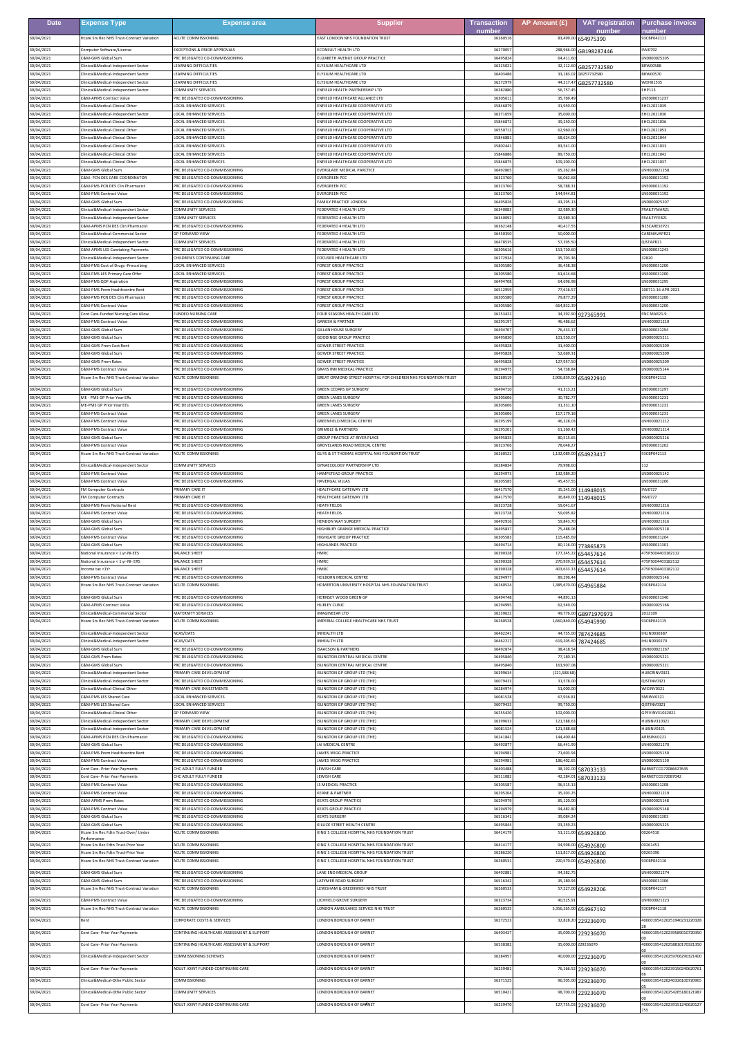| Date | Expense Type | Expense area | Supplier | Transaction number | AP Amount (£) | VAT registration number | Purchase invoice number |
|---|---|---|---|---|---|---|---|
| 30/04/2021 | Hcare Srv Rec NHS Trust-Contract Variation | ACUTE COMMISSIONING | EAST LONDON NHS FOUNDATION TRUST | 36260516 | 83,499.00 | 654975390 | 93CBP042111 |
| 30/04/2021 | Computer Software/License | EXCEPTIONS & PRIOR APPROVALS | ECONSULT HEALTH LTD | 36270057 | 288,966.00 | GB198287446 | INV0792 |
| 30/04/2021 | C&M-GMS Global Sum | PRC DELEGATED CO-COMMISSIONING | ELIZABETH AVENUE GROUP PRACTICE | 36495824 | 64,411.60 | | LND000025205 |
| 30/04/2021 | Clinical&Medical-Independent Sector | LEARNING DIFFICULTIES | ELYSIUM HEALTHCARE LTD | 36325021 | 32,112.60 | GB257732580 | BRW00588 |
| 30/04/2021 | Clinical&Medical-Independent Sector | LEARNING DIFFICULTIES | ELYSIUM HEALTHCARE LTD | 36403486 | 33,183.02 | GB257732580 | BRW00570 |
| 30/04/2021 | Clinical&Medical-Independent Sector | LEARNING DIFFICULTIES | ELYSIUM HEALTHCARE LTD | 36272979 | 44,217.47 | GB257732580 | WDH01535 |
| 30/04/2021 | Clinical&Medical-Independent Sector | COMMUNITY SERVICES | ENFIELD HEALTH PARTNERSHIP LTD | 36382880 | 56,757.45 | | EHP113 |
| 30/04/2021 | C&M-APMS Contract Value | PRC DELEGATED CO-COMMISSIONING | ENFIELD HEALTHCARE ALLIANCE LTD | 36305611 | 35,769.49 | | LNE000031237 |
| 30/04/2021 | Clinical&Medical-Clinical Other | LOCAL ENHANCED SERVICES | ENFIELD HEALTHCARE COOPERATIVE LTD | 35846879 | 31,950.00 | | EHCL2021039 |
| 30/04/2021 | Clinical&Medical-Independent Sector | LOCAL ENHANCED SERVICES | ENFIELD HEALTHCARE COOPERATIVE LTD | 36371659 | 35,000.00 | | EHCL2021030 |
| 30/04/2021 | Clinical&Medical-Clinical Other | LOCAL ENHANCED SERVICES | ENFIELD HEALTHCARE COOPERATIVE LTD | 35846872 | 39,250.00 | | EHCL2021036 |
| 30/04/2021 | Clinical&Medical-Clinical Other | LOCAL ENHANCED SERVICES | ENFIELD HEALTHCARE COOPERATIVE LTD | 36550712 | 62,960.00 | | EHCL2021053 |
| 30/04/2021 | Clinical&Medical-Clinical Other | LOCAL ENHANCED SERVICES | ENFIELD HEALTHCARE COOPERATIVE LTD | 35846881 | 68,624.00 | | EHCL2021044 |
| 30/04/2021 | Clinical&Medical-Clinical Other | LOCAL ENHANCED SERVICES | ENFIELD HEALTHCARE COOPERATIVE LTD | 35802441 | 83,541.00 | | EHCL2021033 |
| 30/04/2021 | Clinical&Medical-Clinical Other | LOCAL ENHANCED SERVICES | ENFIELD HEALTHCARE COOPERATIVE LTD | 35846886 | 89,750.00 | | EHCL2021042 |
| 30/04/2021 | Clinical&Medical-Clinical Other | LOCAL ENHANCED SERVICES | ENFIELD HEALTHCARE COOPERATIVE LTD | 35846875 | 109,200.00 | | EHCL2021037 |
| 30/04/2021 | C&M-GMS Global Sum | PRC DELEGATED CO-COMMISSIONING | EVERGLADE MEDICAL PRACTICE | 36492865 | 65,262.84 | | LNH000021258 |
| 30/04/2021 | C&M- PCN DES CARE COORDINATOR | PRC DELEGATED CO-COMMISSIONING | EVERGREEN PCC | 36323760 | 56,062.68 | | LNE000031192 |
| 30/04/2021 | C&M-PMS PCN DES Clin Pharmacist | PRC DELEGATED CO-COMMISSIONING | EVERGREEN PCC | 36323760 | 58,788.31 | | LNE000031192 |
| 30/04/2021 | C&M-PMS Contract Value | PRC DELEGATED CO-COMMISSIONING | EVERGREEN PCC | 36323760 | 144,944.81 | | LNE000031192 |
| 30/04/2021 | C&M-GMS Global Sum | PRC DELEGATED CO-COMMISSIONING | FAMILY PRACTICE LONDON | 36495826 | 43,295.13 | | LND000025207 |
| 30/04/2021 | Clinical&Medical-Independent Sector | COMMUNITY SERVICES | FEDERATED 4 HEALTH LTD | 36340083 | 32,989.30 | | FRAILTYMAR21 |
| 30/04/2021 | Clinical&Medical-Independent Sector | COMMUNITY SERVICES | FEDERATED 4 HEALTH LTD | 36340092 | 32,989.30 | | FRAILTYFEB21 |
| 30/04/2021 | C&M-APMS PCN DES Clin Pharmacist | PRC DELEGATED CO-COMMISSIONING | FEDERATED 4 HEALTH LTD | 36362148 | 40,417.55 | | N15CARESEP21 |
| 30/04/2021 | Clinical&Medical-Commercial Sector | GP FORWARD VIEW | FEDERATED 4 HEALTH LTD | 36450350 | 50,000.00 | | CARENAVAPR21 |
| 30/04/2021 | Clinical&Medical-Independent Sector | COMMUNITY SERVICES | FEDERATED 4 HEALTH LTD | 36478535 | 57,395.50 | | QISTAPR21 |
| 30/04/2021 | C&M-APMS LES Caretaking Payments | PRC DELEGATED CO-COMMISSIONING | FEDERATED 4 HEALTH LTD | 36305616 | 153,730.60 | | LNE000031243 |
| 30/04/2021 | Clinical&Medical-Independent Sector | CHILDREN'S CONTINUING CARE | FOCUSED HEALTHCARE LTD | 36272934 | 35,703.36 | | 32820 |
| 30/04/2021 | C&M-PMS Cost of Drugs -Prescribing | LOCAL ENHANCED SERVICES | FOREST GROUP PRACTICE | 36305580 | 36,458.38 | | LNE000031200 |
| 30/04/2021 | C&M-PMS LES Primary Care Offer | LOCAL ENHANCED SERVICES | FOREST GROUP PRACTICE | 36305580 | 61,614.68 | | LNE000031200 |
| 30/04/2021 | C&M-PMS QOF Aspiration | PRC DELEGATED CO-COMMISSIONING | FOREST GROUP PRACTICE | 36494708 | 64,696.98 | | LNE000031295 |
| 30/04/2021 | C&M-PMS Prem Healthcentre Rent | PRC DELEGATED CO-COMMISSIONING | FOREST GROUP PRACTICE | 36512959 | 77,616.57 | | 100711-16-APR-2021 |
| 30/04/2021 | C&M-PMS PCN DES Clin Pharmacist | PRC DELEGATED CO-COMMISSIONING | FOREST GROUP PRACTICE | 36305580 | 79,877.29 | | LNE000031200 |
| 30/04/2021 | C&M-PMS Contract Value | PRC DELEGATED CO-COMMISSIONING | FOREST GROUP PRACTICE | 36305580 | 664,832.39 | | LNE000031200 |
| 30/04/2021 | Cont Care-Funded Nursing Care Allow | FUNDED NURSING CARE | FOUR SEASONS HEALTH CARE LTD | 36253422 | 34,392.90 | 927365991 | FNC MAR21-9 |
| 30/04/2021 | C&M-PMS Contract Value | PRC DELEGATED CO-COMMISSIONING | GANESH & PARTNER | 36295197 | 46,486.62 | | LNH000021210 |
| 30/04/2021 | C&M-GMS Global Sum | PRC DELEGATED CO-COMMISSIONING | GILLAN HOUSE SURGERY | 36494707 | 76,433.17 | | LNE000031294 |
| 30/04/2021 | C&M-GMS Global Sum | PRC DELEGATED CO-COMMISSIONING | GOODINGE GROUP PRACTICE | 36495830 | 101,550.07 | | LND000025211 |
| 30/04/2021 | C&M-GMS Prem Cost Rent | PRC DELEGATED CO-COMMISSIONING | GOWER STREET PRACTICE | 36495828 | 31,400.00 | | LND000025209 |
| 30/04/2021 | C&M-GMS Global Sum | PRC DELEGATED CO-COMMISSIONING | GOWER STREET PRACTICE | 36495828 | 52,669.31 | | LND000025209 |
| 30/04/2021 | C&M-GMS Prem Rates | PRC DELEGATED CO-COMMISSIONING | GOWER STREET PRACTICE | 36495828 | 127,957.50 | | LND000025209 |
| 30/04/2021 | C&M-PMS Contract Value | PRC DELEGATED CO-COMMISSIONING | GRAYS INN MEDICAL PRACTICE | 36294975 | 54,738.84 | | LND000025144 |
| 30/04/2021 | Hcare Srv Rec NHS Trust-Contract Variation | ACUTE COMMISSIONING | GREAT ORMOND STREET HOSPITAL FOR CHILDREN NHS FOUNDATION TRUST | 36260519 | 2,906,830.00 | 654922910 | 93CBP042112 |
| 30/04/2021 | C&M-GMS Global Sum | PRC DELEGATED CO-COMMISSIONING | GREEN CEDARS GP SURGERY | 36494710 | 41,313.21 | | LNE000031297 |
| 30/04/2021 | ME - PMS GP Prior Year ERs | PRC DELEGATED CO-COMMISSIONING | GREEN LANES SURGERY | 36305606 | 30,782.77 | | LNE000031231 |
| 30/04/2021 | ME-PMS GP Prior Year EEs | PRC DELEGATED CO-COMMISSIONING | GREEN LANES SURGERY | 36305606 | 31,331.10 | | LNE000031231 |
| 30/04/2021 | C&M-PMS Contract Value | PRC DELEGATED CO-COMMISSIONING | GREEN LANES SURGERY | 36305606 | 117,179.18 | | LNE000031231 |
| 30/04/2021 | C&M-PMS Contract Value | PRC DELEGATED CO-COMMISSIONING | GREENFIELD MEDICAL CENTRE | 36295199 | 46,328.03 | | LNH000021212 |
| 30/04/2021 | C&M-PMS Contract Value | PRC DELEGATED CO-COMMISSIONING | GRIMBLE & PARTNERS | 36295201 | 61,260.42 | | LNH000021214 |
| 30/04/2021 | C&M-GMS Global Sum | PRC DELEGATED CO-COMMISSIONING | GROUP PRACTICE AT RIVER PLACE | 36495835 | 80,515.65 | | LND000025216 |
| 30/04/2021 | C&M-PMS Contract Value | PRC DELEGATED CO-COMMISSIONING | GROVELANDS ROAD MEDICAL CENTRE | 36323766 | 78,048.27 | | LNE000031202 |
| 30/04/2021 | Hcare Srv Rec NHS Trust-Contract Variation | ACUTE COMMISSIONING | GUYS & ST THOMAS HOSPITAL NHS FOUNDATION TRUST | 36260522 | 1,132,089.00 | 654923417 | 93CBP042113 |
| 30/04/2021 | Clinical&Medical-Independent Sector | COMMUNITY SERVICES | GYNAECOLOGY PARTNERSHIP LTD | 36284834 | 79,998.60 | | 112 |
| 30/04/2021 | C&M-PMS Contract Value | PRC DELEGATED CO-COMMISSIONING | HAMPSTEAD GROUP PRACTICE | 36294973 | 132,989.20 | | LND000025142 |
| 30/04/2021 | C&M-PMS Contract Value | PRC DELEGATED CO-COMMISSIONING | HAVERGAL VILLAS | 36305585 | 45,457.55 | | LNE000031206 |
| 30/04/2021 | FM Computer Contracts | PRIMARY CARE IT | HEALTHCARE GATEWAY LTD | 36417570 | 35,245.00 | 114948015 | INV0727 |
| 30/04/2021 | FM Computer Contracts | PRIMARY CARE IT | HEALTHCARE GATEWAY LTD | 36417570 | 36,849.00 | 114948015 | INV0727 |
| 30/04/2021 | C&M-PMS Prem Notional Rent | PRC DELEGATED CO-COMMISSIONING | HEATHFIELDS | 36323728 | 59,041.67 | | LNH000021216 |
| 30/04/2021 | C&M-PMS Contract Value | PRC DELEGATED CO-COMMISSIONING | HEATHFIELDS | 36323728 | 59,095.82 | | LNH000021216 |
| 30/04/2021 | C&M-GMS Global Sum | PRC DELEGATED CO-COMMISSIONING | HENDON WAY SURGERY | 36492916 | 59,843.70 | | LNH000021316 |
| 30/04/2021 | C&M-GMS Global Sum | PRC DELEGATED CO-COMMISSIONING | HIGHBURY GRANGE MEDICAL PRACTICE | 36495837 | 75,488.06 | | LND000025218 |
| 30/04/2021 | C&M-PMS Contract Value | PRC DELEGATED CO-COMMISSIONING | HIGHGATE GROUP PRACTICE | 36305583 | 115,485.69 | | LNE000031204 |
| 30/04/2021 | C&M-GMS Global Sum | PRC DELEGATED CO-COMMISSIONING | HIGHLANDS PRACTICE | 36494714 | 80,116.00 | 773865873 | LNE000031301 |
| 30/04/2021 | National Insurance < 1 yr-NI-EES | BALANCE SHEET | HMRC | 36390328 | 177,345.22 | 654457614 | 475PS004403182112 |
| 30/04/2021 | National Insurance < 1 yr-NI- ERS | BALANCE SHEET | HMRC | 36390328 | 270,930.52 | 654457614 | 475PS004403182112 |
| 30/04/2021 | Income tax <1Yr | BALANCE SHEET | HMRC | 36390328 | 403,633.33 | 654457614 | 475PS004403182112 |
| 30/04/2021 | C&M-PMS Contract Value | PRC DELEGATED CO-COMMISSIONING | HOLBORN MEDICAL CENTRE | 36294977 | 89,296.44 | | LND000025146 |
| 30/04/2021 | Hcare Srv Rec NHS Trust-Contract Variation | ACUTE COMMISSIONING | HOMERTON UNIVERSITY HOSPITAL NHS FOUNDATION TRUST | 36260524 | 1,385,670.00 | 654965884 | 93CBP042114 |
| 30/04/2021 | C&M-GMS Global Sum | PRC DELEGATED CO-COMMISSIONING | HORNSEY WOOD GREEN GP | 36494748 | 44,891.13 | | LNE000031340 |
| 30/04/2021 | C&M-APMS Contract Value | PRC DELEGATED CO-COMMISSIONING | HURLEY CLINIC | 36294995 | 62,549.09 | | LND000025166 |
| 30/04/2021 | Clinical&Medical-Commercial Sector | MATERNITY SERVICES | IMAGINEEAR LTD | 36239622 | 49,776.00 | GB971970973 | 2012109 |
| 30/04/2021 | Hcare Srv Rec NHS Trust-Contract Variation | ACUTE COMMISSIONING | IMPERIAL COLLEGE HEALTHCARE NHS TRUST | 36260528 | 1,660,840.00 | 654945990 | 93CBP042115 |
| 30/04/2021 | Clinical&Medical-Independent Sector | NCAS/OATS | INHEALTH LTD | 36462241 | 44,735.00 | 787424685 | IHLIN0030387 |
| 30/04/2021 | Clinical&Medical-Independent Sector | NCAS/OATS | INHEALTH LTD | 36462217 | 619,205.60 | 787424685 | IHLIN0030270 |
| 30/04/2021 | C&M-GMS Global Sum | PRC DELEGATED CO-COMMISSIONING | ISAACSON & PARTNERS | 36492874 | 38,418.54 | | LNH000021267 |
| 30/04/2021 | C&M-GMS Prem Rates | PRC DELEGATED CO-COMMISSIONING | ISLINGTON CENTRAL MEDICAL CENTRE | 36495840 | 77,180.15 | | LND000025221 |
| 30/04/2021 | C&M-GMS Global Sum | PRC DELEGATED CO-COMMISSIONING | ISLINGTON CENTRAL MEDICAL CENTRE | 36495840 | 163,907.08 | | LND000025221 |
| 30/04/2021 | Clinical&Medical-Independent Sector | PRIMARY CARE DEVELOPMENT | ISLINGTON GP GROUP LTD (THE) | 36399634 | (121,588.66) | | HUBCRINV0321 |
| 30/04/2021 | Clinical&Medical-Independent Sector | PRC DELEGATED CO-COMMISSIONING | ISLINGTON GP GROUP LTD (THE) | 36079433 | 31,578.00 | | QISTINV0321 |
| 30/04/2021 | Clinical&Medical-Clinical Other | PRIMARY CARE INVESTMENTS | ISLINGTON GP GROUP LTD (THE) | 36284974 | 51,000.00 | | WICINV0321 |
| 30/04/2021 | C&M-PMS LES Shared Care | LOCAL ENHANCED SERVICES | ISLINGTON GP GROUP LTD (THE) | 36081528 | 67,936.81 | | SMINV0321 |
| 30/04/2021 | C&M-PMS LES Shared Care | LOCAL ENHANCED SERVICES | ISLINGTON GP GROUP LTD (THE) | 36079433 | 99,750.00 | | QISTINV0321 |
| 30/04/2021 | Clinical&Medical-Clinical Other | GP FORWARD VIEW | ISLINGTON GP GROUP LTD (THE) | 36255420 | 102,000.00 | | GPFVINV31032021 |
| 30/04/2021 | Clinical&Medical-Independent Sector | PRIMARY CARE DEVELOPMENT | ISLINGTON GP GROUP LTD (THE) | 36399633 | 121,588.63 | | HUBINV310321 |
| 30/04/2021 | Clinical&Medical-Independent Sector | PRIMARY CARE DEVELOPMENT | ISLINGTON GP GROUP LTD (THE) | 36081524 | 121,588.68 | | HUBINV0321 |
| 30/04/2021 | C&M-APMS PCN DES Clin Pharmacist | PRC DELEGATED CO-COMMISSIONING | ISLINGTON GP GROUP LTD (THE) | 36241841 | 144,400.44 | | ARRSINV0221 |
| 30/04/2021 | C&M-GMS Global Sum | PRC DELEGATED CO-COMMISSIONING | JAI MEDICAL CENTRE | 36492877 | 66,441.99 | | LNH000021270 |
| 30/04/2021 | C&M-PMS Prem Healthcentre Rent | PRC DELEGATED CO-COMMISSIONING | JAMES WIGG PRACTICE | 36294981 | 71,603.94 | | LND000025150 |
| 30/04/2021 | C&M-PMS Contract Value | PRC DELEGATED CO-COMMISSIONING | JAMES WIGG PRACTICE | 36294981 | 186,402.65 | | LND000025150 |
| 30/04/2021 | Cont Care- Prior Year Payments | CHC ADULT FULLY FUNDED | JEWISH CARE | 36403488 | 38,192.00 | 587033133 | BARNETCCG72086627645 |
| 30/04/2021 | Cont Care- Prior Year Payments | CHC ADULT FULLY FUNDED | JEWISH CARE | 36511082 | 42,284.01 | 587033133 | BARNETCCG72087042 |
| 30/04/2021 | C&M-PMS Contract Value | PRC DELEGATED CO-COMMISSIONING | JS MEDICAL PRACTICE | 36305587 | 96,515.13 | | LNE000031208 |
| 30/04/2021 | C&M-PMS Contract Value | PRC DELEGATED CO-COMMISSIONING | KEANE & PARTNER | 36295204 | 35,303.25 | | LNH000021219 |
| 30/04/2021 | C&M-APMS Prem Rates | PRC DELEGATED CO-COMMISSIONING | KEATS GROUP PRACTICE | 36294979 | 85,120.00 | | LND000025148 |
| 30/04/2021 | C&M-PMS Contract Value | PRC DELEGATED CO-COMMISSIONING | KEATS GROUP PRACTICE | 36294979 | 94,482.80 | | LND000025148 |
| 30/04/2021 | C&M-GMS Global Sum | PRC DELEGATED CO-COMMISSIONING | KEATS SURGERY | 36516341 | 39,084.24 | | LNE000031303 |
| 30/04/2021 | C&M-GMS Global Sum | PRC DELEGATED CO-COMMISSIONING | KILLICK STREET HEALTH CENTRE | 36495844 | 93,359.23 | | LND000025225 |
| 30/04/2021 | Hcare Srv Rec Fdtn Trust-Over/ Under Performance | ACUTE COMMISSIONING | KING'S COLLEGE HOSPITAL NHS FOUNDATION TRUST | 36414179 | 51,121.00 | 654926800 | 00264510 |
| 30/04/2021 | Hcare Srv Rec Fdtn Trust-Prior Year | ACUTE COMMISSIONING | KING'S COLLEGE HOSPITAL NHS FOUNDATION TRUST | 36414177 | 94,998.00 | 654926800 | 00261451 |
| 30/04/2021 | Hcare Srv Rec Fdtn Trust-Prior Year | ACUTE COMMISSIONING | KING'S COLLEGE HOSPITAL NHS FOUNDATION TRUST | 36286220 | 111,817.00 | 654926800 | 00265396 |
| 30/04/2021 | Hcare Srv Rec NHS Trust-Contract Variation | ACUTE COMMISSIONING | KING'S COLLEGE HOSPITAL NHS FOUNDATION TRUST | 36260531 | 220,570.00 | 654926800 | 93CBP042116 |
| 30/04/2021 | C&M-GMS Global Sum | PRC DELEGATED CO-COMMISSIONING | LANE END MEDICAL GROUP | 36492881 | 94,382.75 | | LNH000021274 |
| 30/04/2021 | C&M-GMS Global Sum | PRC DELEGATED CO-COMMISSIONING | LATYMER ROAD SURGERY | 36516342 | 35,180.94 | | LNE000031306 |
| 30/04/2021 | Hcare Srv Rec NHS Trust-Contract Variation | ACUTE COMMISSIONING | LEWISHAM & GREENWICH NHS TRUST | 36260533 | 57,227.00 | 654928206 | 93CBP042117 |
| 30/04/2021 | C&M-PMS Contract Value | PRC DELEGATED CO-COMMISSIONING | LICHFIELD GROVE SURGERY | 36323734 | 40,525.91 | | LNH000021223 |
| 30/04/2021 | Hcare Srv Rec NHS Trust-Contract Variation | ACUTE COMMISSIONING | LONDON AMBULANCE SERVICE NHS TRUST | 36260535 | 5,356,265.00 | 654967192 | 93CBP042118 |
| 30/04/2021 | Rent | CORPORATE COSTS & SERVICES | LONDON BOROUGH OF BARNET | 36272523 | 32,828.20 | 229236070 | 4000019541202519402312203 28 |
| 30/04/2021 | Cont Care- Prior Year Payments | CONTINUING HEALTHCARE ASSESSMENT & SUPPORT | LONDON BOROUGH OF BARNET | 36403427 | 35,000.00 | 229236070 | 4000019541202395890107203 00 |
| 30/04/2021 | Cont Care- Prior Year Payments | CONTINUING HEALTHCARE ASSESSMENT & SUPPORT | LONDON BOROUGH OF BARNET | 36538382 | 35,000.00 | 229236070 | 4000019541202588101705213 00 |
| 30/04/2021 | Clinical&Medical-Independent Sector | COMMISSIONING SCHEMES | LONDON BOROUGH OF BARNET | 36284957 | 40,000.00 | 229236070 | 4000019541202597062903214 00 |
| 30/04/2021 | Cont Care- Prior Year Payments | ADULT JOINT FUNDED CONTINUING CARE | LONDON BOROUGH OF BARNET | 36239481 | 76,166.52 | 229236070 | 4000019541202391502406207 66 |
| 30/04/2021 | Clinical&Medical-Othe Public Sector | COMMISSIONING | LONDON BOROUGH OF BARNET | 36371525 | 96,505.00 | 229236070 | 4000019541202403261007209 05 |
| 30/04/2021 | Clinical&Medical-Othe Public Sector | COMMUNITY SERVICES | LONDON BOROUGH OF BARNET | 36510421 | 98,700.00 | 229236070 | 4000019541202542651801219 00 |
| 30/04/2021 | Cont Care- Prior Year Payments | ADULT JOINT FUNDED CONTINUING CARE | LONDON BOROUGH OF BARNET | 36239470 | 127,755.03 | 229236070 | 4000019541202391512406201 755 |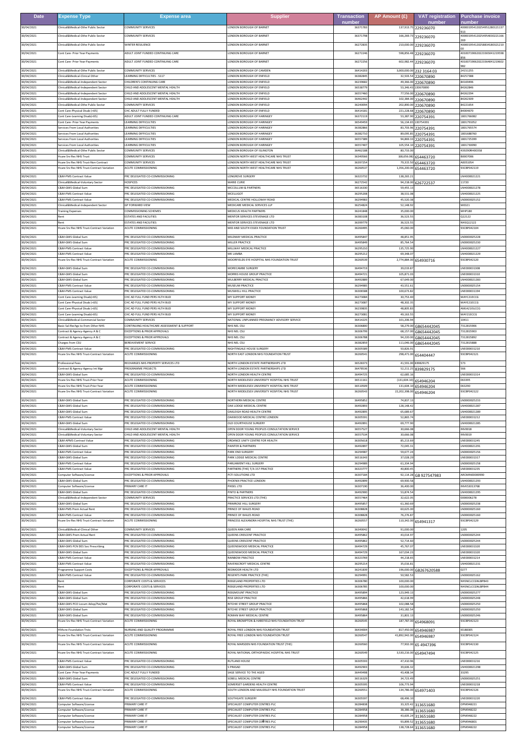| Date | Expense Type | Expense area | Supplier | Transaction number | AP Amount (£) | VAT registration number | Purchase invoice number |
|---|---|---|---|---|---|---|---|
| 30/04/2021 | Clinical&Medical-Othe Public Sector | COMMUNITY SERVICES | LONDON BOROUGH OF BARNET | 36371783 | 137,913.75 | 229236070 | 4000019541202549512801211 37913 |
| 30/04/2021 | Clinical&Medical-Othe Public Sector | COMMUNITY SERVICES | LONDON BOROUGH OF BARNET | 36371798 | 166,269.73 | 229236070 | 4000019541202549540302211 66269 |
| 30/04/2021 | Clinical&Medical-Othe Public Sector | WINTER RESILIENCE | LONDON BOROUGH OF BARNET | 36272835 | 210,000.00 | 229236070 | 4000019541202588341803212 1000 |
| 30/04/2021 | Cont Care- Prior Year Payments | ADULT JOINT FUNDED CONTINUING CARE | LONDON BOROUGH OF BARNET | 36272246 | 598,856.48 | 229236070 | 4010071906202233650412195 98856 |
| 30/04/2021 | Cont Care- Prior Year Payments | ADULT JOINT FUNDED CONTINUING CARE | LONDON BOROUGH OF BARNET | 36272256 | 602,982.44 | 229236070 | 4010071906202233640412196 02982 |
| 30/04/2021 | Clinical&Medical-Othe Public Sector | COMMUNITY SERVICES | LONDON BOROUGH OF CAMDEN | 36414203 | 3,000,000.00 | 232 3164 03 | 24151255 |
| 30/04/2021 | Clinical&Medical-Clinical Other | LEARNING DIFFICULTIES - S117 | LONDON BOROUGH OF ENFIELD | 36382845 | 32,503.54 | 220670890 | 84257388 |
| 30/04/2021 | Clinical&Medical-Independent Sector | CHILDREN'S CONTINUING CARE | LONDON BOROUGH OF ENFIELD | 36239682 | 49,368.00 | 220670890 | 84169496 |
| 30/04/2021 | Clinical&Medical-Independent Sector | CHILD AND ADOLESCENT MENTAL HEALTH | LONDON BOROUGH OF ENFIELD | 36538779 | 53,346.43 | 220670890 | 84262846 |
| 30/04/2021 | Clinical&Medical-Independent Sector | CHILD AND ADOLESCENT MENTAL HEALTH | LONDON BOROUGH OF ENFIELD | 36557460 | 77,556.00 | 220670890 | 84262294 |
| 30/04/2021 | Clinical&Medical-Independent Sector | CHILD AND ADOLESCENT MENTAL HEALTH | LONDON BOROUGH OF ENFIELD | 36462442 | 102,384.00 | 220670890 | 84262309 |
| 30/04/2021 | Clinical&Medical-Othe Public Sector | COMMUNITY SERVICES | LONDON BOROUGH OF ENFIELD | 36240094 | 202,890.00 | 220670890 | 84221654 |
| 30/04/2021 | Cont Care-Physical Disab (<65) | CHC ADULT FULLY FUNDED | LONDON BOROUGH OF ENFIELD | 36414181 | 221,228.68 | 220670890 | 84084670 |
| 30/04/2021 | Cont Care-Learning Disab(<65) | ADULT JOINT FUNDED CONTINUING CARE | LONDON BOROUGH OF HARINGEY | 36372119 | 53,387.93 | 220754391 | 1801766082 |
| 30/04/2021 | Cont Care- Prior Year Payments | LEARNING DIFFICULTIES | LONDON BOROUGH OF HARINGEY | 36549459 | 56,134.65 | 220754391 | 1801791052 |
| 30/04/2021 | Services From Local Authorities | LEARNING DIFFICULTIES | LONDON BOROUGH OF HARINGEY | 36382866 | 83,703.96 | 220754391 | 1801765574 |
| 30/04/2021 | Services From Local Authorities | LEARNING DIFFICULTIES | LONDON BOROUGH OF HARINGEY | 36382710 | 89,095.85 | 220754391 | 1801688760 |
| 30/04/2021 | Services From Local Authorities | LEARNING DIFFICULTIES | LONDON BOROUGH OF HARINGEY | 36557389 | 94,869.33 | 220754391 | 1801725399 |
| 30/04/2021 | Services From Local Authorities | LEARNING DIFFICULTIES | LONDON BOROUGH OF HARINGEY | 36557407 | 105,554.10 | 220754391 | 1801730090 |
| 30/04/2021 | Clinical&Medical-Othe Public Sector | COMMUNITY SERVICES | LONDON BOROUGH OF ISLINGTON | 36462188 | 80,733.00 | | 439290RH00358 |
| 30/04/2021 | Hcare Srv Rec NHS Trust | COMMUNITY SERVICES | LONDON NORTH WEST HEALTHCARE NHS TRUST | 36340566 | (68,656.08) | 654463720 | 80007006 |
| 30/04/2021 | Hcare Srv Rec NHS Trust-Non Contract | COMMUNITY SERVICES | LONDON NORTH WEST HEALTHCARE NHS TRUST | 36397254 | 79,315.50 | 654463720 | A0051054 |
| 30/04/2021 | Hcare Srv Rec NHS Trust-Contract Variation | ACUTE COMMISSIONING | LONDON NORTH WEST HEALTHCARE NHS TRUST | 36260537 | 1,356,200.00 | 654463720 | 93C8P042119 |
| 30/04/2021 | C&M-PMS Contract Value | PRC DELEGATED CO-COMMISSIONING | LONGROVE SURGERY | 36323732 | 138,265.21 | | LNH000021221 |
| 30/04/2021 | Clinical&Medical-Voluntary Sector | HOSPICES | MARIE CURIE | 36272542 | 94,218.00 | 626722537 | 11720 |
| 30/04/2021 | C&M-GMS Global Sum | PRC DELEGATED CO-COMMISSIONING | MCCOLLUM & PARTNERS | 36516330 | 59,455.13 | | LNH000021278 |
| 30/04/2021 | C&M-PMS Contract Value | PRC DELEGATED CO-COMMISSIONING | MCELLIGOT | 36295208 | 38,531.08 | | LNH000021225 |
| 30/04/2021 | C&M-PMS Contract Value | PRC DELEGATED CO-COMMISSIONING | MEDICAL CENTRE HOLLOWAY ROAD | 36294983 | 45,520.38 | | LND000025152 |
| 30/04/2021 | Clinical&Medical-Independent Sector | GP FORWARD VIEW | MEDICARE MEDICAL SERVICES LLP | 36254824 | 52,148.92 | | M0321 |
| 30/04/2021 | Training Expenses | COMMISSIONING SCHEMES | MEDICUS HEALTH PARTNERS | 36241848 | 35,000.00 | | MHP180 |
| 30/04/2021 | Rent | ESTATES AND FACILITIES | MENTOR SERVICES STEVENAGE LTD | 36383108 | 36,523.55 | | Q12122 |
| 30/04/2021 | Rent | ESTATES AND FACILITIES | MENTOR SERVICES STEVENAGE LTD | 36399779 | 36,523.55 | | NHSQ12122 |
| 30/04/2021 | Hcare Srv Rec NHS Trust-Contract Variation | ACUTE COMMISSIONING | MID AND SOUTH ESSEX FOUNDATION TRUST | 36260495 | 45,060.00 | | 93C8P042104 |
| 30/04/2021 | C&M-GMS Global Sum | PRC DELEGATED CO-COMMISSIONING | MILDMAY MEDICAL PRACTICE | 36495847 | 48,851.95 | | LND000025228 |
| 30/04/2021 | C&M-GMS Global Sum | PRC DELEGATED CO-COMMISSIONING | MILLER PRACTICE | 36495849 | 85,764.54 | | LND000025230 |
| 30/04/2021 | C&M-PMS Contract Value | PRC DELEGATED CO-COMMISSIONING | MILLWAY MEDICAL PRACTICE | 36295210 | 135,725.90 | | LNH000021227 |
| 30/04/2021 | C&M-PMS Contract Value | PRC DELEGATED CO-COMMISSIONING | MK LAMBA | 36295212 | 69,348.07 | | LNH000021229 |
| 30/04/2021 | Hcare Srv Rec NHS Trust-Contract Variation | ACUTE COMMISSIONING | MOORFIELDS EYE HOSPITAL NHS FOUNDATION TRUST | 36260539 | 2,774,884.00 | 654930716 | 93C8P042120 |
| 30/04/2021 | C&M-GMS Global Sum | PRC DELEGATED CO-COMMISSIONING | MORECAMBE SURGERY | 36494719 | 39,019.87 | | LNE000031308 |
| 30/04/2021 | C&M-GMS Global Sum | PRC DELEGATED CO-COMMISSIONING | MORRIS HOUSE GROUP PRACTICE | 36494721 | 105,871.03 | | LNE000031310 |
| 30/04/2021 | C&M-GMS Global Sum | PRC DELEGATED CO-COMMISSIONING | MULBERRY MEDICAL PRACTICE | 36492889 | 67,649.00 | | LNH000021283 |
| 30/04/2021 | C&M-PMS Contract Value | PRC DELEGATED CO-COMMISSIONING | MUSEUM PRACTICE | 36294985 | 43,551.61 | | LND000025154 |
| 30/04/2021 | C&M-PMS Contract Value | PRC DELEGATED CO-COMMISSIONING | MUSWELL HILL PRACTICE | 36305588 | 100,673.82 | | LNE000031194 |
| 30/04/2021 | Cont Care-Learning Disab(<65) | CHC AD FULL FUND PERS HLTH BUD | MY SUPPORT MONEY | 36273084 | 30,753.40 | | MAYC21ECCG |
| 30/04/2021 | Cont Care-Physical Disab (<65) | CHC AD FULL FUND PERS HLTH BUD | MY SUPPORT MONEY | 36273087 | 48,302.35 | | MAYE21ECCG |
| 30/04/2021 | Cont Care-Physical Disab (<65) | CHC AD FULL FUND PERS HLTH BUD | MY SUPPORT MONEY | 36239835 | 48,805.83 | | AMJA21ISLCCG |
| 30/04/2021 | Cont Care-Learning Disab(<65) | CHC AD FULL FUND PERS HLTH BUD | MY SUPPORT MONEY | 36273081 | 49,163.55 | | MAY21ECCG |
| 30/04/2021 | Clinical&Medical-Commercial Sector | COMMUNITY SERVICES | NATIONAL UNPLANNED PREGNANCY ADVISORY SERVICE | 36414225 | 101,206.94 | | 10411 |
| 30/04/2021 | Basic Sal-Rechgs to-from Other NHS | CONTINUING HEALTHCARE ASSESSMENT & SUPPORT | NHS NEL CSU | 36306800 | 58,279.00 | GB654442045 | 7312815906 |
| 30/04/2021 | Contract & Agency-Agency A & C | EXCEPTIONS & PRIOR APPROVALS | NHS NEL CSU | 36306799 | 68,157.00 | GB654442045 | 7312815903 |
| 30/04/2021 | Contract & Agency-Agency A & C | EXCEPTIONS & PRIOR APPROVALS | NHS NEL CSU | 36306788 | 94,220.00 | GB654442045 | 7312815892 |
| 30/04/2021 | Charges from CSU | BEREAVEMENT SERVICE | NHS NEL CSU | 36382859 | 111,046.00 | GB654442045 | 7312815888 |
| 30/04/2021 | C&M-PMS Contract Value | PRC DELEGATED CO-COMMISSIONING | NIGHTINGALE HOUSE SURGERY | 36305589 | 50,826.91 | | LNE000031210 |
| 30/04/2021 | Hcare Srv Rec NHS Trust-Contract Variation | ACUTE COMMISSIONING | NORTH EAST LONDON NHS FOUNDATION TRUST | 36260541 | 298,471.00 | 654404447 | 93C8P042121 |
| 30/04/2021 | Professional Fees | RECHARGES NHS PROPERTY SERVICES LTD | NORTH LONDON ESTATE PARTNERSHIPS LTD | 36528373 | 41,591.00 | 839829175 | 573 |
| 30/04/2021 | Contract & Agency-Agency Int Mgr | PROGRAMME PROJECTS | NORTH LONDON ESTATE PARTNERSHIPS LTD | 36478536 | 52,211.25 | 839829175 | 566 |
| 30/04/2021 | C&M-GMS Global Sum | PRC DELEGATED CO-COMMISSIONING | NORTH LONDON HEALTH CENTRE | 36494725 | 62,885.16 | | LNE000031314 |
| 30/04/2021 | Hcare Srv Rec NHS Trust-Prior Year | ACUTE COMMISSIONING | NORTH MIDDLESEX UNIVERSITY HOSPITAL NHS TRUST | 36511161 | (131,604.10) | 654946204 | 063395 |
| 30/04/2021 | Hcare Srv Rec NHS Trust-Prior Year | ACUTE COMMISSIONING | NORTH MIDDLESEX UNIVERSITY HOSPITAL NHS TRUST | 36510509 | 131,604.10 | 654946204 | 063290 |
| 30/04/2021 | Hcare Srv Rec NHS Trust-Contract Variation | ACUTE COMMISSIONING | NORTH MIDDLESEX UNIVERSITY HOSPITAL NHS TRUST | 36260543 | 22,202,398.00 | 654946204 | 93C8P042122 |
| 30/04/2021 | C&M-GMS Global Sum | PRC DELEGATED CO-COMMISSIONING | NORTHERN MEDICAL CENTRE | 36495852 | 74,837.13 | | LND000025233 |
| 30/04/2021 | C&M-GMS Global Sum | PRC DELEGATED CO-COMMISSIONING | OAK LODGE MEDICAL CENTRE | 36492893 | 128,148.42 | | LNH000021287 |
| 30/04/2021 | C&M-GMS Global Sum | PRC DELEGATED CO-COMMISSIONING | OAKLEIGH ROAD HEALTH CENTRE | 36492895 | 65,689.67 | | LNH000021289 |
| 30/04/2021 | C&M-PMS Contract Value | PRC DELEGATED CO-COMMISSIONING | OAKWOOD MEDICAL CENTRE LONDON | 36305591 | 52,865.74 | | LNE000031212 |
| 30/04/2021 | C&M-GMS Global Sum | PRC DELEGATED CO-COMMISSIONING | OLD COURTHOUSE SURGERY | 36492891 | 69,777.90 | | LNH000021285 |
| 30/04/2021 | Clinical&Medical-Voluntary Sector | CHILD AND ADOLESCENT MENTAL HEALTH | OPEN DOOR YOUNG PEOPLES CONSULTATION SERVICE | 36557527 | 30,666.08 | | INV0018 |
| 30/04/2021 | Clinical&Medical-Voluntary Sector | CHILD AND ADOLESCENT MENTAL HEALTH | OPEN DOOR YOUNG PEOPLES CONSULTATION SERVICE | 36557534 | 30,666.08 | | INV0019 |
| 30/04/2021 | C&M-APMS Contract Value | PRC DELEGATED CO-COMMISSIONING | ORDANCE UNITY CENTRE FOR HEALTH | 36305618 | 85,213.69 | | LNE000031245 |
| 30/04/2021 | C&M-GMS Global Sum | PRC DELEGATED CO-COMMISSIONING | PAINTER & PARTNERS | 36492897 | 72,045.31 | | LNH000021291 |
| 30/04/2021 | C&M-PMS Contract Value | PRC DELEGATED CO-COMMISSIONING | PARK END SURGERY | 36294987 | 59,677.24 | | LND000025156 |
| 30/04/2021 | C&M-GMS Global Sum | PRC DELEGATED CO-COMMISSIONING | PARK LODGE MEDICAL CENTRE | 36516343 | 37,028.29 | | LNE000031317 |
| 30/04/2021 | C&M-PMS Contract Value | PRC DELEGATED CO-COMMISSIONING | PARLIAMENT HILL SURGERY | 36294989 | 61,334.94 | | LND000025158 |
| 30/04/2021 | C&M-PMS Contract Value | PRC DELEGATED CO-COMMISSIONING | PARTNERS (THE) T/A 157 PRACTICE | 36323777 | 40,800.45 | | LNE000031235 |
| 30/04/2021 | Computer Software/License | EXCEPTIONS & PRIOR APPROVALS | PCTI SOLUTIONS LTD | 36307184 | 92,114.28 | GB 927547983 | ARCMIN00000990 |
| 30/04/2021 | C&M-GMS Global Sum | PRC DELEGATED CO-COMMISSIONING | PHOENIX PRACTICE LONDON | 36492899 | 69,800.58 | | LNH000021293 |
| 30/04/2021 | Computer Software/License | PRIMARY CARE IT | PHSEL LTD | 36307190 | 36,400.00 | | INVKS3013768 |
| 30/04/2021 | C&M-GMS Global Sum | PRC DELEGATED CO-COMMISSIONING | PINTO & PARTNERS | 36492900 | 53,874.54 | | LNH000021295 |
| 30/04/2021 | Clinical&Medical-Independent Sector | COMMUNITY SERVICES | PRACTICE SERVICES LTD (THE) | 36557464 | 32,622.05 | | 0000006278 |
| 30/04/2021 | C&M-GMS Global Sum | PRC DELEGATED CO-COMMISSIONING | PRIMROSE HILL SURGERY | 36495857 | 61,360.69 | | LND000025238 |
| 30/04/2021 | C&M-PMS Prem Actual Rent | PRC DELEGATED CO-COMMISSIONING | PRINCE OF WALES ROAD | 36308828 | 60,625.00 | | LND000025160 |
| 30/04/2021 | C&M-PMS Contract Value | PRC DELEGATED CO-COMMISSIONING | PRINCE OF WALES ROAD | 36308828 | 76,276.87 | | LND000025160 |
| 30/04/2021 | Hcare Srv Rec NHS Trust-Contract Variation | ACUTE COMMISSIONING | PRINCESS ALEXANDRA HOSPITAL NHS TRUST (THE) | 36260557 | 110,342.00 | 654941317 | 93C8P042129 |
| 30/04/2021 | Clinical&Medical-Clinical Other | COMMUNITY SERVICES | QUEEN ANN CARE | 36340042 | 91,000.00 | | 1205 |
| 30/04/2021 | C&M-GMS Prem Actual Rent | PRC DELEGATED CO-COMMISSIONING | QUEENS CRESCENT PRACTICE | 36495862 | 43,014.97 | | LND000025244 |
| 30/04/2021 | C&M-GMS Global Sum | PRC DELEGATED CO-COMMISSIONING | QUEENS CRESCENT PRACTICE | 36495862 | 52,714.60 | | LND000025244 |
| 30/04/2021 | C&M-GMS PCN DES Soc Prescribing | PRC DELEGATED CO-COMMISSIONING | QUEENSWOOD MEDICAL PRACTICE | 36494729 | 45,767.07 | | LNE000031320 |
| 30/04/2021 | C&M-GMS Global Sum | PRC DELEGATED CO-COMMISSIONING | QUEENSWOOD MEDICAL PRACTICE | 36494729 | 167,034.23 | | LNE000031320 |
| 30/04/2021 | C&M-PMS Contract Value | PRC DELEGATED CO-COMMISSIONING | RAINBOW PRACTICE | 36323769 | 44,218.65 | | LNE000031214 |
| 30/04/2021 | C&M-PMS Contract Value | PRC DELEGATED CO-COMMISSIONING | RAVENSCROFT MEDICAL CENTRE | 36295214 | 35,016.81 | | LNH000021231 |
| 30/04/2021 | Programme Support Costs | EXCEPTIONS & PRIOR APPROVALS | REDMOOR HEALTH LTD | 36241839 | 196,000.00 | GB267620588 | 0277 |
| 30/04/2021 | C&M-PMS Contract Value | PRC DELEGATED CO-COMMISSIONING | REGENTS PARK PRACTICE (THE) | 36294991 | 50,582.53 | | LND000025162 |
| 30/04/2021 | Rent | CORPORATE COSTS & SERVICES | RIDGELAND PROPERTIES LTD | 36306780 | 100,000.00 | | NHSNCLCCGNLBP843 |
| 30/04/2021 | Rent | CORPORATE COSTS & SERVICES | RIDGELAND PROPERTIES LTD | 36306785 | 100,000.00 | | NHSNCLCCGNLBP844 |
| 30/04/2021 | C&M-GMS Global Sum | PRC DELEGATED CO-COMMISSIONING | RIDGMOUNT PRACTICE | 36495894 | 123,949.13 | | LND000025277 |
| 30/04/2021 | C&M-GMS Global Sum | PRC DELEGATED CO-COMMISSIONING | RISE GROUP PRACTICE | 36495866 | 42,618.99 | | LND000025248 |
| 30/04/2021 | C&M-GMS PCO Locum Adop/Pat/Mat | PRC DELEGATED CO-COMMISSIONING | RITCHIE STREET GROUP PRACTICE | 36495868 | 102,088.58 | | LND000025250 |
| 30/04/2021 | C&M-GMS Global Sum | PRC DELEGATED CO-COMMISSIONING | RITCHIE STREET GROUP PRACTICE | 36495868 | 143,182.54 | | LND000025250 |
| 30/04/2021 | C&M-GMS Global Sum | PRC DELEGATED CO-COMMISSIONING | ROMAN WAY MEDICAL CENTRE | 36495864 | 31,801.13 | | LND000025246 |
| 30/04/2021 | Hcare Srv Rec NHS Trust-Contract Variation | ACUTE COMMISSIONING | ROYAL BROMPTON & HAREFIELD NHS FOUNDATION TRUST | 36260545 | 187,787.00 | 654968091 | 93C8P042123 |
| 30/04/2021 | Hlthcre-Foundation Trsts | NURSING AND QUALITY PROGRAMME | ROYAL FREE LONDON NHS FOUNDATION TRUST | 36434004 | 817,450.00 | 654946987 | I0188305 |
| 30/04/2021 | Hcare Srv Rec NHS Trust-Contract Variation | ACUTE COMMISSIONING | ROYAL FREE LONDON NHS FOUNDATION TRUST | 36260547 | 41,892,942.00 | 654946987 | 93C8P042124 |
| 30/04/2021 | Hcare Srv Rec NHS Trust-Contract Variation | ACUTE COMMISSIONING | ROYAL MARSDEN NHS FOUNDATION TRUST (THE) | 36260560 | 77,902.00 | 65 4947396 | 93C8P042130 |
| 30/04/2021 | Hcare Srv Rec NHS Trust-Contract Variation | ACUTE COMMISSIONING | ROYAL NATIONAL ORTHOPAEDIC HOSPITAL NHS TRUST | 36260549 | 3,530,216.00 | 654947494 | 93C8P042125 |
| 30/04/2021 | C&M-PMS Contract Value | PRC DELEGATED CO-COMMISSIONING | RUTLAND HOUSE | 36305593 | 47,410.96 | | LNE000031216 |
| 30/04/2021 | C&M-GMS Global Sum | PRC DELEGATED CO-COMMISSIONING | S PRASAD | 36492903 | 39,606.32 | | LNH000021298 |
| 30/04/2021 | Cont Care- Prior Year Payments | CHC ADULT FULLY FUNDED | SAGE SERVICE TO THE AGED | 36449498 | 43,408.34 | | 33295 |
| 30/04/2021 | C&M-GMS Global Sum | PRC DELEGATED CO-COMMISSIONING | SOBELL MEDICAL CENTRE | 36516329 | 34,723.49 | | LND000025251 |
| 30/04/2021 | C&M-PMS Contract Value | PRC DELEGATED CO-COMMISSIONING | SOMERSET GARDENS HEALTH CENTRE | 36305595 | 106,773.94 | | LNE000031218 |
| 30/04/2021 | Hcare Srv Rec NHS Trust-Contract Variation | ACUTE COMMISSIONING | SOUTH LONDON AND MAUDSLEY NHS FOUNDATION TRUST | 36260551 | 134,786.00 | 654971403 | 93C8P042126 |
| 30/04/2021 | C&M-PMS Contract Value | PRC DELEGATED CO-COMMISSIONING | SOUTHGATE SURGERY | 36305597 | 68,496.10 | | LNE000031220 |
| 30/04/2021 | Computer Software/License | PRIMARY CARE IT | SPECIALIST COMPUTER CENTRES PLC | 36284838 | 33,325.42 | 313651680 | OPM948221 |
| 30/04/2021 | Computer Software/License | PRIMARY CARE IT | SPECIALIST COMPUTER CENTRES PLC | 36284958 | 38,386.08 | 313651680 | OPM948222 |
| 30/04/2021 | Computer Software/License | PRIMARY CARE IT | SPECIALIST COMPUTER CENTRES PLC | 36284958 | 43,605.24 | 313651680 | OPM948222 |
| 30/04/2021 | Computer Software/License | PRIMARY CARE IT | SPECIALIST COMPUTER CENTRES PLC | 36290435 | 93,899.52 | 313651680 | OPM946801 |
| 30/04/2021 | Computer Software/License | PRIMARY CARE IT | SPECIALIST COMPUTER CENTRES PLC | 36284958 | 138,728.64 | 313651680 | OPM948222 |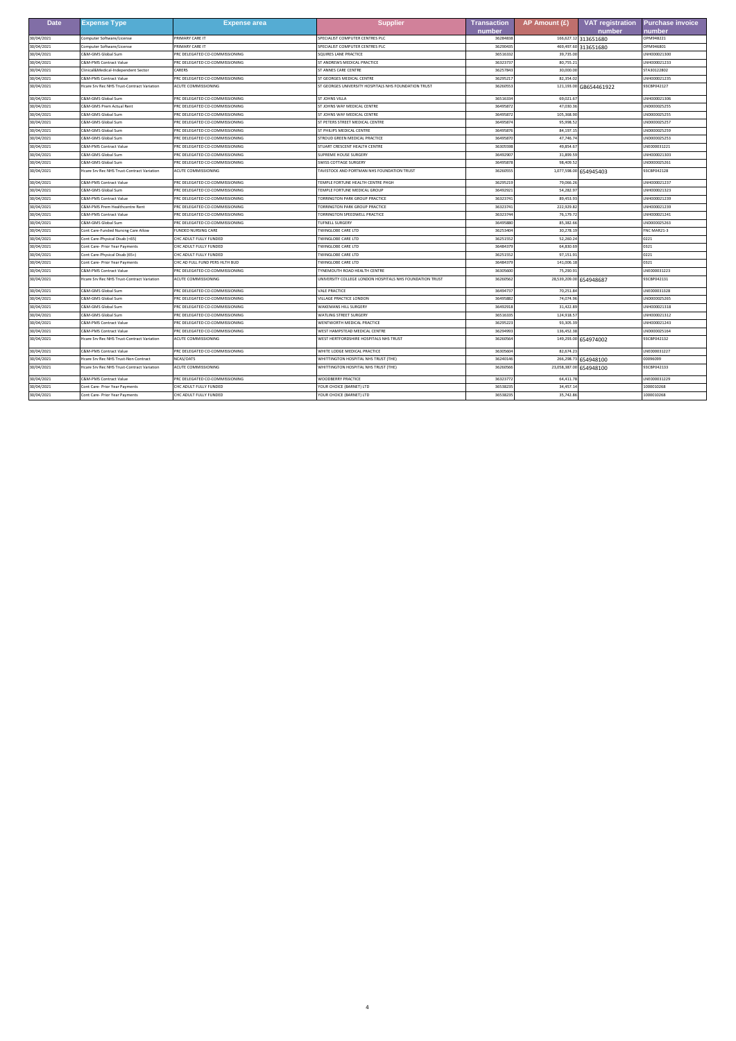| Date | Expense Type | Expense area | Supplier | Transaction number | AP Amount (£) | VAT registration number | Purchase invoice number |
|---|---|---|---|---|---|---|---|
| 30/04/2021 | Computer Software/License | PRIMARY CARE IT | SPECIALIST COMPUTER CENTRES PLC | 36284838 | 166,627.12 | 313651680 | OPM948221 |
| 30/04/2021 | Computer Software/License | PRIMARY CARE IT | SPECIALIST COMPUTER CENTRES PLC | 36290435 | 469,497.60 | 313651680 | OPM946801 |
| 30/04/2021 | C&M-GMS Global Sum | PRC DELEGATED CO-COMMISSIONING | SQUIRES LANE PRACTICE | 36516332 | 39,735.00 | | LNH000021300 |
| 30/04/2021 | C&M-PMS Contract Value | PRC DELEGATED CO-COMMISSIONING | ST ANDREWS MEDICAL PRACTICE | 36323737 | 80,755.21 | | LNH000021233 |
| 30/04/2021 | Clinical&Medical-Independent Sector | CARERS | ST ANNES CARE CENTRE | 36257843 | 30,000.00 | | STA10122802 |
| 30/04/2021 | C&M-PMS Contract Value | PRC DELEGATED CO-COMMISSIONING | ST GEORGES MEDICAL CENTRE | 36295217 | 82,354.02 | | LNH000021235 |
| 30/04/2021 | Hcare Srv Rec NHS Trust-Contract Variation | ACUTE COMMISSIONING | ST GEORGES UNIVERSITY HOSPITALS NHS FOUNDATION TRUST | 36260553 | 121,193.00 | GB654461922 | 93C8P042127 |
| 30/04/2021 | C&M-GMS Global Sum | PRC DELEGATED CO-COMMISSIONING | ST JOHNS VILLA | 36516334 | 69,021.67 | | LNH000021306 |
| 30/04/2021 | C&M-GMS Prem Actual Rent | PRC DELEGATED CO-COMMISSIONING | ST JOHNS WAY MEDICAL CENTRE | 36495872 | 47,030.36 | | LND000025255 |
| 30/04/2021 | C&M-GMS Global Sum | PRC DELEGATED CO-COMMISSIONING | ST JOHNS WAY MEDICAL CENTRE | 36495872 | 105,368.90 | | LND000025255 |
| 30/04/2021 | C&M-GMS Global Sum | PRC DELEGATED CO-COMMISSIONING | ST PETERS STREET MEDICAL CENTRE | 36495874 | 95,098.52 | | LND000025257 |
| 30/04/2021 | C&M-GMS Global Sum | PRC DELEGATED CO-COMMISSIONING | ST PHILIPS MEDICAL CENTRE | 36495876 | 84,197.15 | | LND000025259 |
| 30/04/2021 | C&M-GMS Global Sum | PRC DELEGATED CO-COMMISSIONING | STROUD GREEN MEDICAL PRACTICE | 36495870 | 47,746.74 | | LND000025253 |
| 30/04/2021 | C&M-PMS Contract Value | PRC DELEGATED CO-COMMISSIONING | STUART CRESCENT HEALTH CENTRE | 36305598 | 49,854.67 | | LNE000031221 |
| 30/04/2021 | C&M-GMS Global Sum | PRC DELEGATED CO-COMMISSIONING | SUPREME HOUSE SURGERY | 36492907 | 31,899.59 | | LNH000021303 |
| 30/04/2021 | C&M-GMS Global Sum | PRC DELEGATED CO-COMMISSIONING | SWISS COTTAGE SURGERY | 36495878 | 98,409.52 | | LND000025261 |
| 30/04/2021 | Hcare Srv Rec NHS Trust-Contract Variation | ACUTE COMMISSIONING | TAVISTOCK AND PORTMAN NHS FOUNDATION TRUST | 36260555 | 1,077,598.00 | 654945403 | 93C8P042128 |
| 30/04/2021 | C&M-PMS Contract Value | PRC DELEGATED CO-COMMISSIONING | TEMPLE FORTUNE HEALTH CENTRE PYGH | 36295219 | 79,066.26 | | LNH000021237 |
| 30/04/2021 | C&M-GMS Global Sum | PRC DELEGATED CO-COMMISSIONING | TEMPLE FORTUNE MEDICAL GROUP | 36492921 | 54,282.97 | | LNH000021323 |
| 30/04/2021 | C&M-PMS Contract Value | PRC DELEGATED CO-COMMISSIONING | TORRINGTON PARK GROUP PRACTICE | 36323741 | 89,453.93 | | LNH000021239 |
| 30/04/2021 | C&M-PMS Prem Healthcentre Rent | PRC DELEGATED CO-COMMISSIONING | TORRINGTON PARK GROUP PRACTICE | 36323741 | 222,929.82 | | LNH000021239 |
| 30/04/2021 | C&M-PMS Contract Value | PRC DELEGATED CO-COMMISSIONING | TORRINGTON SPEEDWELL PRACTICE | 36323744 | 76,179.72 | | LNH000021241 |
| 30/04/2021 | C&M-GMS Global Sum | PRC DELEGATED CO-COMMISSIONING | TUFNELL SURGERY | 36495880 | 85,382.66 | | LND000025263 |
| 30/04/2021 | Cont Care-Funded Nursing Care Allow | FUNDED NURSING CARE | TWINGLOBE CARE LTD | 36253404 | 30,278.19 | | FNC MAR21-3 |
| 30/04/2021 | Cont Care-Physical Disab (<65) | CHC ADULT FULLY FUNDED | TWINGLOBE CARE LTD | 36251552 | 52,260.24 | | 0221 |
| 30/04/2021 | Cont Care- Prior Year Payments | CHC ADULT FULLY FUNDED | TWINGLOBE CARE LTD | 36484379 | 64,830.69 | | 0321 |
| 30/04/2021 | Cont Care-Physical Disab (65+) | CHC ADULT FULLY FUNDED | TWINGLOBE CARE LTD | 36251552 | 97,151.91 | | 0221 |
| 30/04/2021 | Cont Care- Prior Year Payments | CHC AD FULL FUND PERS HLTH BUD | TWINGLOBE CARE LTD | 36484379 | 141,006.18 | | 0321 |
| 30/04/2021 | C&M-PMS Contract Value | PRC DELEGATED CO-COMMISSIONING | TYNEMOUTH ROAD HEALTH CENTRE | 36305600 | 75,290.91 | | LNE000031223 |
| 30/04/2021 | Hcare Srv Rec NHS Trust-Contract Variation | ACUTE COMMISSIONING | UNIVERSITY COLLEGE LONDON HOSPITALS NHS FOUNDATION TRUST | 36260562 | 28,539,209.00 | 654948687 | 93C8P042131 |
| 30/04/2021 | C&M-GMS Global Sum | PRC DELEGATED CO-COMMISSIONING | VALE PRACTICE | 36494737 | 70,251.84 | | LNE000031328 |
| 30/04/2021 | C&M-GMS Global Sum | PRC DELEGATED CO-COMMISSIONING | VILLAGE PRACTICE LONDON | 36495882 | 74,074.96 | | LND000025265 |
| 30/04/2021 | C&M-GMS Global Sum | PRC DELEGATED CO-COMMISSIONING | WAKEMANS HILL SURGERY | 36492918 | 31,422.89 | | LNH000021318 |
| 30/04/2021 | C&M-GMS Global Sum | PRC DELEGATED CO-COMMISSIONING | WATLING STREET SURGERY | 36516335 | 124,918.57 | | LNH000021312 |
| 30/04/2021 | C&M-PMS Contract Value | PRC DELEGATED CO-COMMISSIONING | WENTWORTH MEDICAL PRACTICE | 36295223 | 93,305.39 | | LNH000021243 |
| 30/04/2021 | C&M-PMS Contract Value | PRC DELEGATED CO-COMMISSIONING | WEST HAMPSTEAD MEDICAL CENTRE | 36294993 | 136,452.38 | | LND000025164 |
| 30/04/2021 | Hcare Srv Rec NHS Trust-Contract Variation | ACUTE COMMISSIONING | WEST HERTFORDSHIRE HOSPITALS NHS TRUST | 36260564 | 149,293.00 | 654974002 | 93C8P042132 |
| 30/04/2021 | C&M-PMS Contract Value | PRC DELEGATED CO-COMMISSIONING | WHITE LODGE MEDICAL PRACTICE | 36305604 | 82,674.23 | | LNE000031227 |
| 30/04/2021 | Hcare Srv Rec NHS Trust-Non Contract | NCAS/OATS | WHITTINGTON HOSPITAL NHS TRUST (THE) | 36240146 | 266,298.73 | 654948100 | 00096099 |
| 30/04/2021 | Hcare Srv Rec NHS Trust-Contract Variation | ACUTE COMMISSIONING | WHITTINGTON HOSPITAL NHS TRUST (THE) | 36260566 | 23,058,387.00 | 654948100 | 93C8P042133 |
| 30/04/2021 | C&M-PMS Contract Value | PRC DELEGATED CO-COMMISSIONING | WOODBERRY PRACTICE | 36323772 | 64,412.78 | | LNE000031229 |
| 30/04/2021 | Cont Care- Prior Year Payments | CHC ADULT FULLY FUNDED | YOUR CHOICE (BARNET) LTD | 36538235 | 34,457.14 | | 1000010268 |
| 30/04/2021 | Cont Care- Prior Year Payments | CHC ADULT FULLY FUNDED | YOUR CHOICE (BARNET) LTD | 36538235 | 35,742.86 | | 1000010268 |